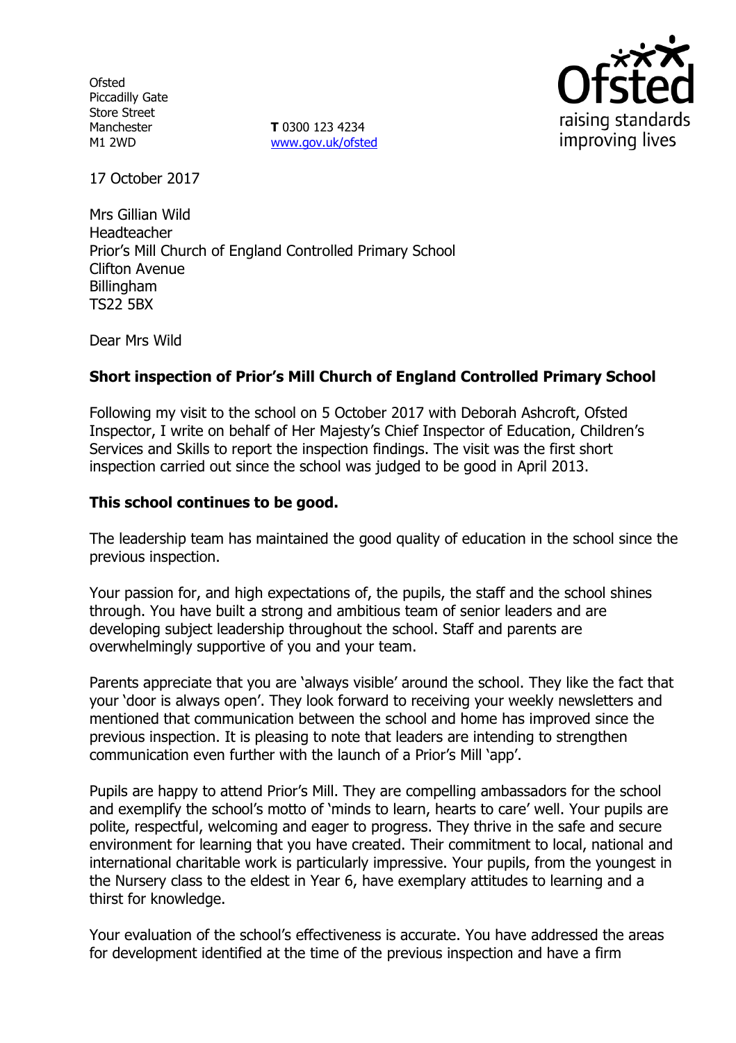Ofsted
Piccadilly Gate
Store Street
Manchester
M1 2WD

**T** 0300 123 4234
www.gov.uk/ofsted

17 October 2017

Mrs Gillian Wild
Headteacher
Prior's Mill Church of England Controlled Primary School
Clifton Avenue
Billingham
TS22 5BX

Dear Mrs Wild

**Short inspection of Prior's Mill Church of England Controlled Primary School**

Following my visit to the school on 5 October 2017 with Deborah Ashcroft, Ofsted Inspector, I write on behalf of Her Majesty's Chief Inspector of Education, Children's Services and Skills to report the inspection findings. The visit was the first short inspection carried out since the school was judged to be good in April 2013.

**This school continues to be good.**

The leadership team has maintained the good quality of education in the school since the previous inspection.

Your passion for, and high expectations of, the pupils, the staff and the school shines through. You have built a strong and ambitious team of senior leaders and are developing subject leadership throughout the school. Staff and parents are overwhelmingly supportive of you and your team.

Parents appreciate that you are 'always visible' around the school. They like the fact that your 'door is always open'. They look forward to receiving your weekly newsletters and mentioned that communication between the school and home has improved since the previous inspection. It is pleasing to note that leaders are intending to strengthen communication even further with the launch of a Prior's Mill 'app'.

Pupils are happy to attend Prior's Mill. They are compelling ambassadors for the school and exemplify the school's motto of 'minds to learn, hearts to care' well. Your pupils are polite, respectful, welcoming and eager to progress. They thrive in the safe and secure environment for learning that you have created. Their commitment to local, national and international charitable work is particularly impressive. Your pupils, from the youngest in the Nursery class to the eldest in Year 6, have exemplary attitudes to learning and a thirst for knowledge.

Your evaluation of the school's effectiveness is accurate. You have addressed the areas for development identified at the time of the previous inspection and have a firm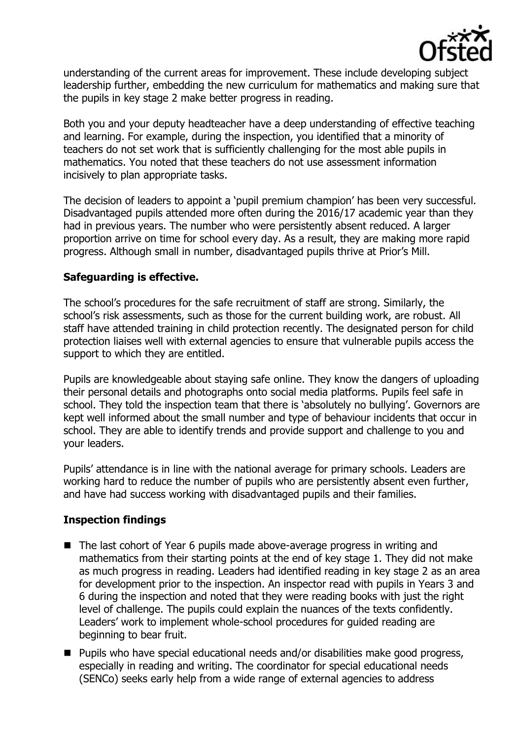understanding of the current areas for improvement. These include developing subject leadership further, embedding the new curriculum for mathematics and making sure that the pupils in key stage 2 make better progress in reading.

Both you and your deputy headteacher have a deep understanding of effective teaching and learning. For example, during the inspection, you identified that a minority of teachers do not set work that is sufficiently challenging for the most able pupils in mathematics. You noted that these teachers do not use assessment information incisively to plan appropriate tasks.

The decision of leaders to appoint a 'pupil premium champion' has been very successful. Disadvantaged pupils attended more often during the 2016/17 academic year than they had in previous years. The number who were persistently absent reduced. A larger proportion arrive on time for school every day. As a result, they are making more rapid progress. Although small in number, disadvantaged pupils thrive at Prior's Mill.

## Safeguarding is effective.

The school's procedures for the safe recruitment of staff are strong. Similarly, the school's risk assessments, such as those for the current building work, are robust. All staff have attended training in child protection recently. The designated person for child protection liaises well with external agencies to ensure that vulnerable pupils access the support to which they are entitled.

Pupils are knowledgeable about staying safe online. They know the dangers of uploading their personal details and photographs onto social media platforms. Pupils feel safe in school. They told the inspection team that there is 'absolutely no bullying'. Governors are kept well informed about the small number and type of behaviour incidents that occur in school. They are able to identify trends and provide support and challenge to you and your leaders.

Pupils' attendance is in line with the national average for primary schools. Leaders are working hard to reduce the number of pupils who are persistently absent even further, and have had success working with disadvantaged pupils and their families.

## Inspection findings

- The last cohort of Year 6 pupils made above-average progress in writing and mathematics from their starting points at the end of key stage 1. They did not make as much progress in reading. Leaders had identified reading in key stage 2 as an area for development prior to the inspection. An inspector read with pupils in Years 3 and 6 during the inspection and noted that they were reading books with just the right level of challenge. The pupils could explain the nuances of the texts confidently. Leaders' work to implement whole-school procedures for guided reading are beginning to bear fruit.
- Pupils who have special educational needs and/or disabilities make good progress, especially in reading and writing. The coordinator for special educational needs (SENCo) seeks early help from a wide range of external agencies to address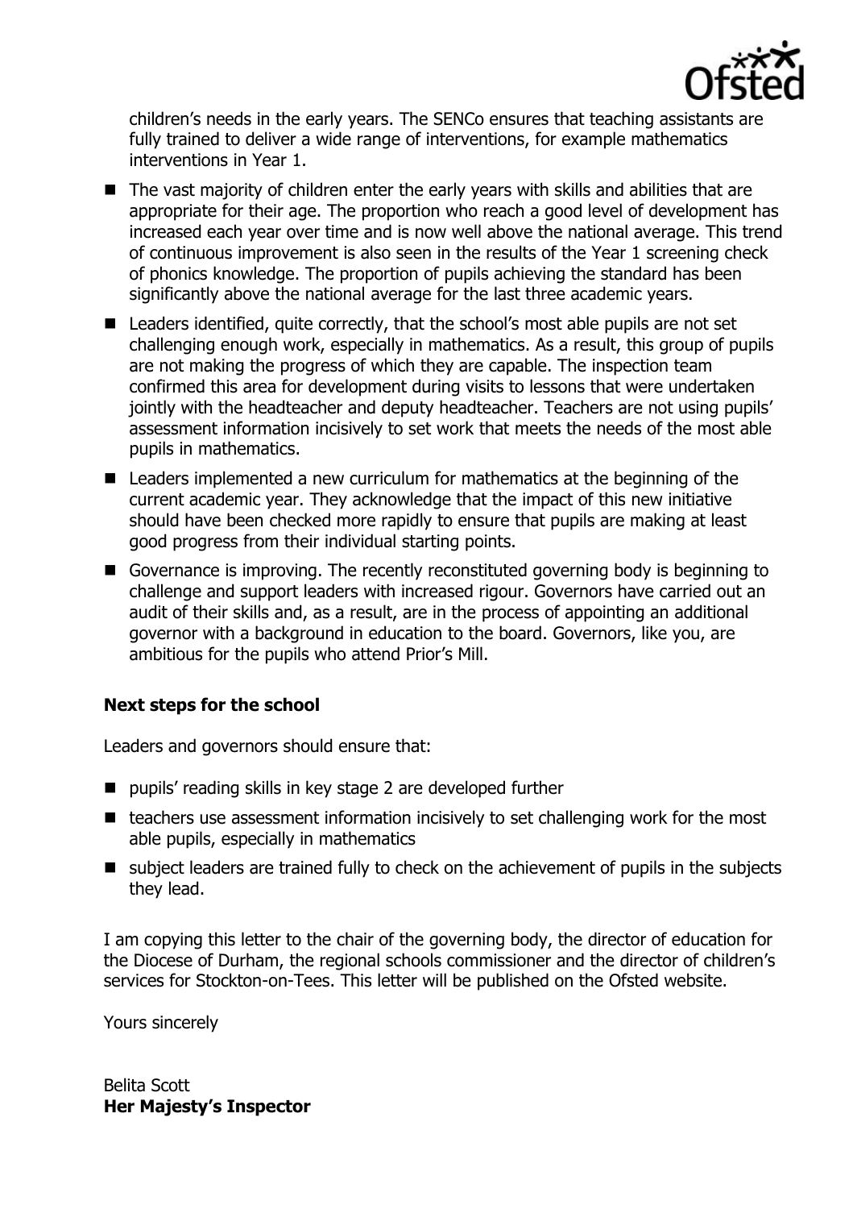children's needs in the early years. The SENCo ensures that teaching assistants are fully trained to deliver a wide range of interventions, for example mathematics interventions in Year 1.

- The vast majority of children enter the early years with skills and abilities that are appropriate for their age. The proportion who reach a good level of development has increased each year over time and is now well above the national average. This trend of continuous improvement is also seen in the results of the Year 1 screening check of phonics knowledge. The proportion of pupils achieving the standard has been significantly above the national average for the last three academic years.
- Leaders identified, quite correctly, that the school's most able pupils are not set challenging enough work, especially in mathematics. As a result, this group of pupils are not making the progress of which they are capable. The inspection team confirmed this area for development during visits to lessons that were undertaken jointly with the headteacher and deputy headteacher. Teachers are not using pupils' assessment information incisively to set work that meets the needs of the most able pupils in mathematics.
- Leaders implemented a new curriculum for mathematics at the beginning of the current academic year. They acknowledge that the impact of this new initiative should have been checked more rapidly to ensure that pupils are making at least good progress from their individual starting points.
- Governance is improving. The recently reconstituted governing body is beginning to challenge and support leaders with increased rigour. Governors have carried out an audit of their skills and, as a result, are in the process of appointing an additional governor with a background in education to the board. Governors, like you, are ambitious for the pupils who attend Prior's Mill.

**Next steps for the school**

Leaders and governors should ensure that:

- pupils' reading skills in key stage 2 are developed further
- teachers use assessment information incisively to set challenging work for the most able pupils, especially in mathematics
- subject leaders are trained fully to check on the achievement of pupils in the subjects they lead.

I am copying this letter to the chair of the governing body, the director of education for the Diocese of Durham, the regional schools commissioner and the director of children's services for Stockton-on-Tees. This letter will be published on the Ofsted website.

Yours sincerely

Belita Scott
**Her Majesty's Inspector**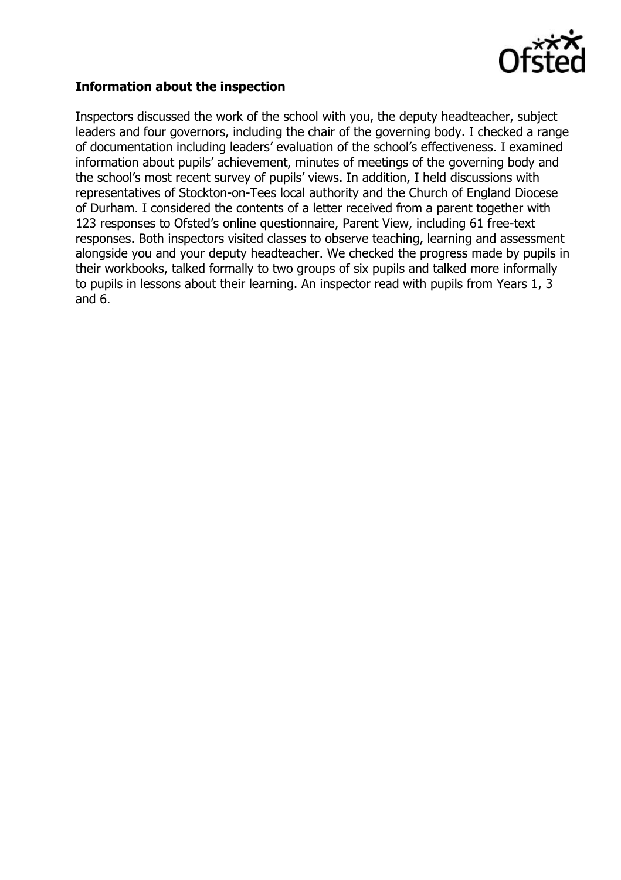**Information about the inspection**

Inspectors discussed the work of the school with you, the deputy headteacher, subject leaders and four governors, including the chair of the governing body. I checked a range of documentation including leaders' evaluation of the school's effectiveness. I examined information about pupils' achievement, minutes of meetings of the governing body and the school's most recent survey of pupils' views. In addition, I held discussions with representatives of Stockton-on-Tees local authority and the Church of England Diocese of Durham. I considered the contents of a letter received from a parent together with 123 responses to Ofsted's online questionnaire, Parent View, including 61 free-text responses. Both inspectors visited classes to observe teaching, learning and assessment alongside you and your deputy headteacher. We checked the progress made by pupils in their workbooks, talked formally to two groups of six pupils and talked more informally to pupils in lessons about their learning. An inspector read with pupils from Years 1, 3 and 6.